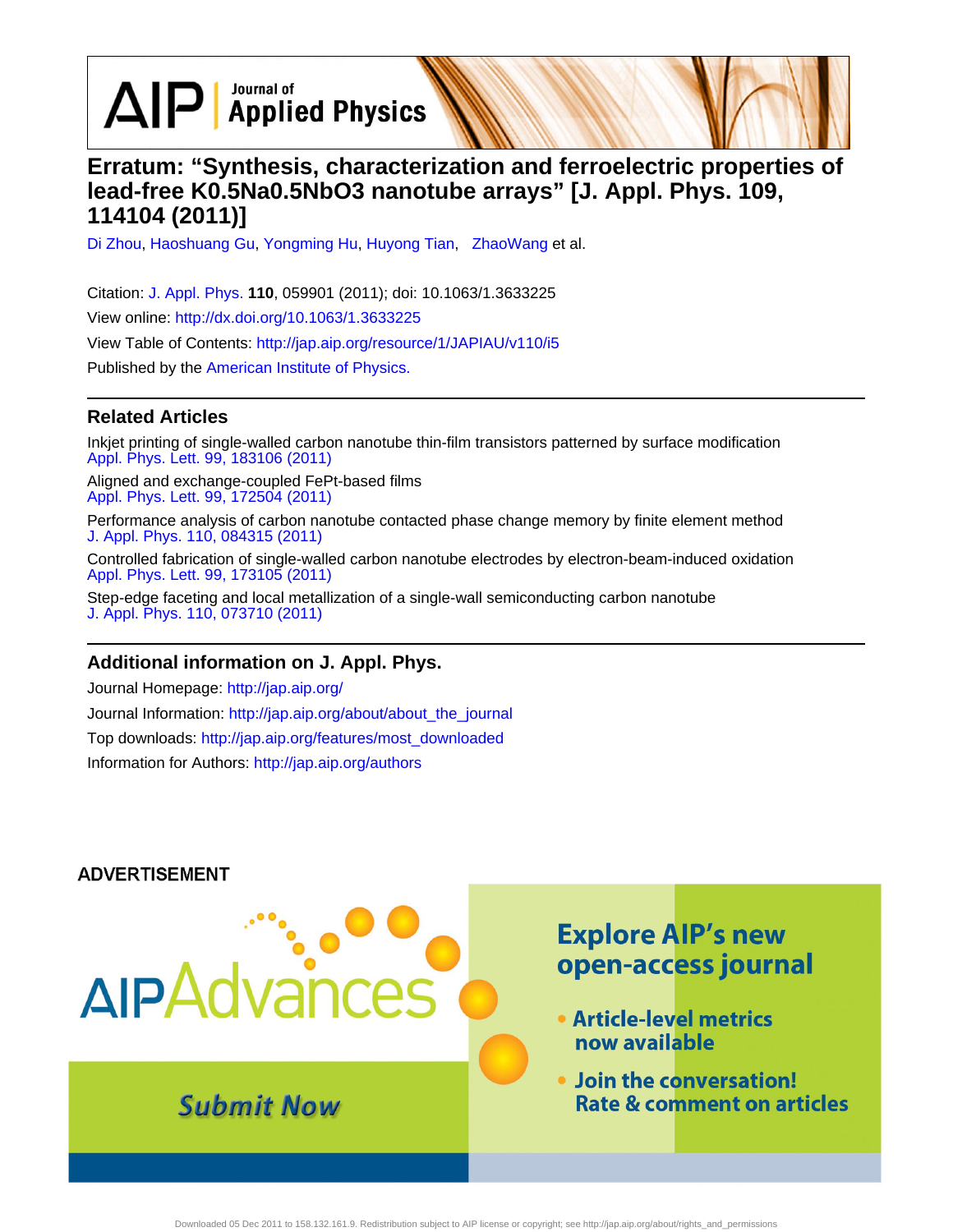# Erratum: "Synthesis, characterization and ferroelectric properties of lead-free K0.5Na0.5NbO3 nanotube arrays" [J. Appl. Phys. 109, 114104 (2011)]

Di Zhou, Haoshuang Gu, Yongming Hu, Huyong Tian, ZhaoWang et al.

Citation: J. Appl. Phys. **110**, 059901 (2011); doi: 10.1063/1.3633225

View online: http://dx.doi.org/10.1063/1.3633225

View Table of Contents: http://jap.aip.org/resource/1/JAPIAU/v110/i5

Published by the American Institute of Physics.

## Related Articles

Inkjet printing of single-walled carbon nanotube thin-film transistors patterned by surface modification
Appl. Phys. Lett. 99, 183106 (2011)

Aligned and exchange-coupled FePt-based films
Appl. Phys. Lett. 99, 172504 (2011)

Performance analysis of carbon nanotube contacted phase change memory by finite element method
J. Appl. Phys. 110, 084315 (2011)

Controlled fabrication of single-walled carbon nanotube electrodes by electron-beam-induced oxidation
Appl. Phys. Lett. 99, 173105 (2011)

Step-edge faceting and local metallization of a single-wall semiconducting carbon nanotube
J. Appl. Phys. 110, 073710 (2011)

## Additional information on J. Appl. Phys.

Journal Homepage: http://jap.aip.org/

Journal Information: http://jap.aip.org/about/about_the_journal

Top downloads: http://jap.aip.org/features/most_downloaded

Information for Authors: http://jap.aip.org/authors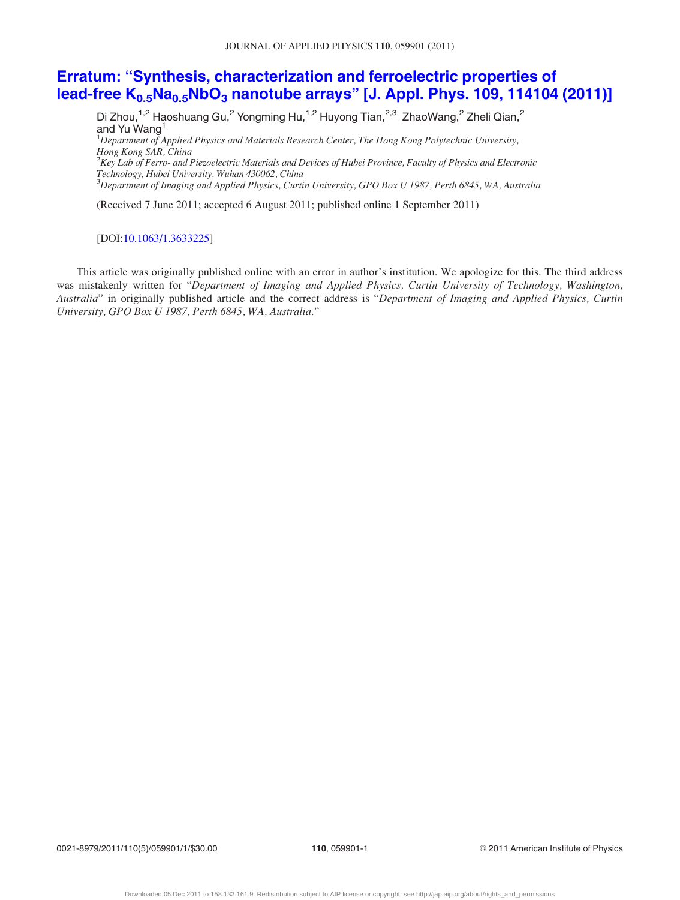# Erratum: "Synthesis, characterization and ferroelectric properties of lead-free $K_{0.5}Na_{0.5}NbO_3$ nanotube arrays" [J. Appl. Phys. 109, 114104 (2011)]

Di Zhou,[1,2] Haoshuang Gu,[2] Yongming Hu,[1,2] Huyong Tian,[2,3] ZhaoWang,[2] Zheli Qian,[2] and Yu Wang[1]

[1]*Department of Applied Physics and Materials Research Center, The Hong Kong Polytechnic University, Hong Kong SAR, China*

[2]*Key Lab of Ferro- and Piezoelectric Materials and Devices of Hubei Province, Faculty of Physics and Electronic Technology, Hubei University, Wuhan 430062, China*

[3]*Department of Imaging and Applied Physics, Curtin University, GPO Box U 1987, Perth 6845, WA, Australia*

(Received 7 June 2011; accepted 6 August 2011; published online 1 September 2011)

[DOI:10.1063/1.3633225]

This article was originally published online with an error in author's institution. We apologize for this. The third address was mistakenly written for "*Department of Imaging and Applied Physics, Curtin University of Technology, Washington, Australia*" in originally published article and the correct address is "*Department of Imaging and Applied Physics, Curtin University, GPO Box U 1987, Perth 6845, WA, Australia.*"